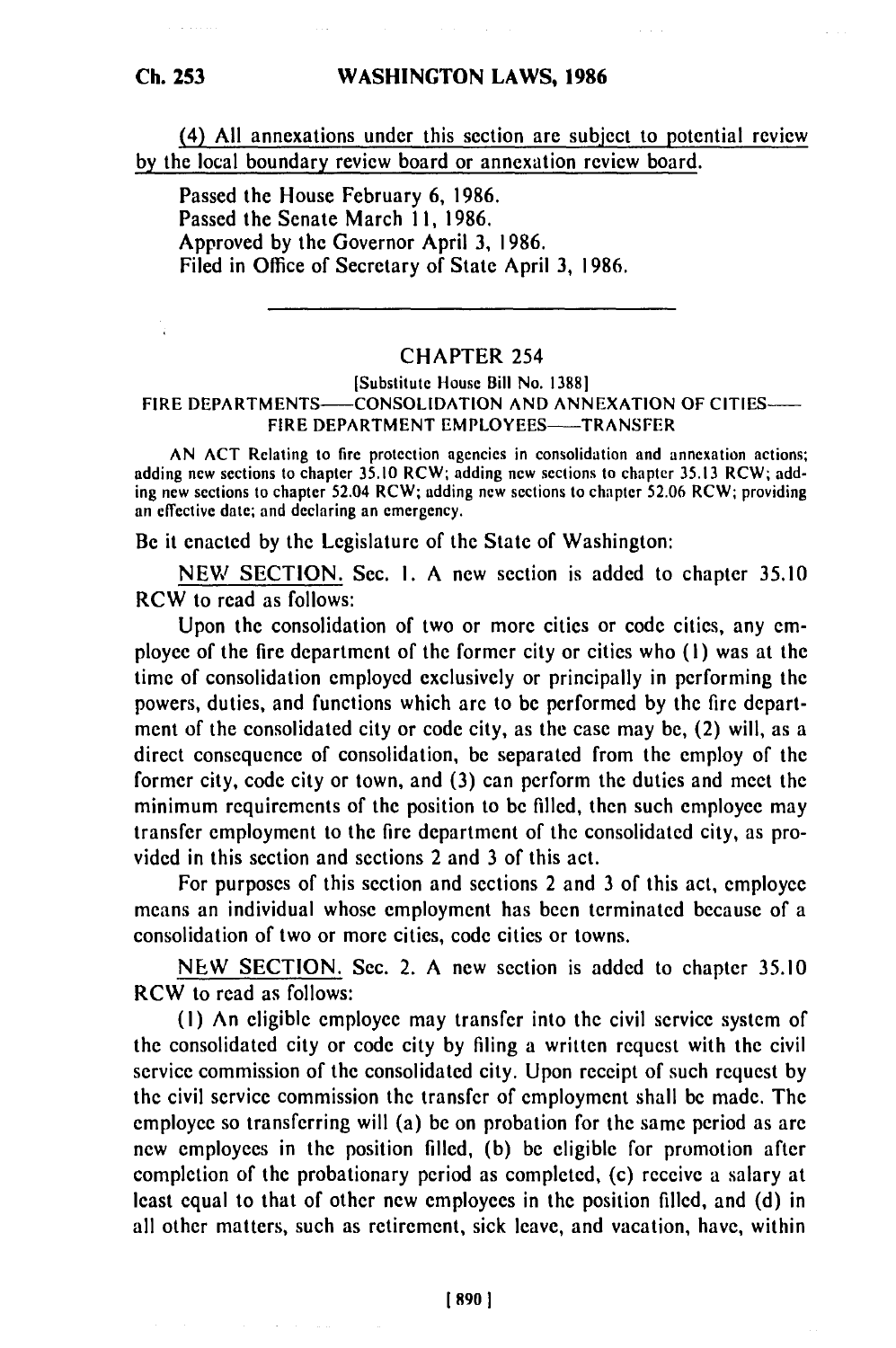(4) All annexations under this section are subject to potential review by the local boundary review board or annexation review board.

Passed the House February 6, 1986.
Passed the Senate March 11, 1986.
Approved by the Governor April 3, 1986.
Filed in Office of Secretary of State April 3, 1986.

---

## CHAPTER 254

[Substitute House Bill No. 1388]

FIRE DEPARTMENTS——CONSOLIDATION AND ANNEXATION OF CITIES——FIRE DEPARTMENT EMPLOYEES——TRANSFER

AN ACT Relating to fire protection agencies in consolidation and annexation actions; adding new sections to chapter 35.10 RCW; adding new sections to chapter 35.13 RCW; adding new sections to chapter 52.04 RCW; adding new sections to chapter 52.06 RCW; providing an effective date; and declaring an emergency.

Be it enacted by the Legislature of the State of Washington:

NEW SECTION. Sec. 1. A new section is added to chapter 35.10 RCW to read as follows:

Upon the consolidation of two or more cities or code cities, any employee of the fire department of the former city or cities who (1) was at the time of consolidation employed exclusively or principally in performing the powers, duties, and functions which are to be performed by the fire department of the consolidated city or code city, as the case may be, (2) will, as a direct consequence of consolidation, be separated from the employ of the former city, code city or town, and (3) can perform the duties and meet the minimum requirements of the position to be filled, then such employee may transfer employment to the fire department of the consolidated city, as provided in this section and sections 2 and 3 of this act.

For purposes of this section and sections 2 and 3 of this act, employee means an individual whose employment has been terminated because of a consolidation of two or more cities, code cities or towns.

NEW SECTION. Sec. 2. A new section is added to chapter 35.10 RCW to read as follows:

(1) An eligible employee may transfer into the civil service system of the consolidated city or code city by filing a written request with the civil service commission of the consolidated city. Upon receipt of such request by the civil service commission the transfer of employment shall be made. The employee so transferring will (a) be on probation for the same period as are new employees in the position filled, (b) be eligible for promotion after completion of the probationary period as completed, (c) receive a salary at least equal to that of other new employees in the position filled, and (d) in all other matters, such as retirement, sick leave, and vacation, have, within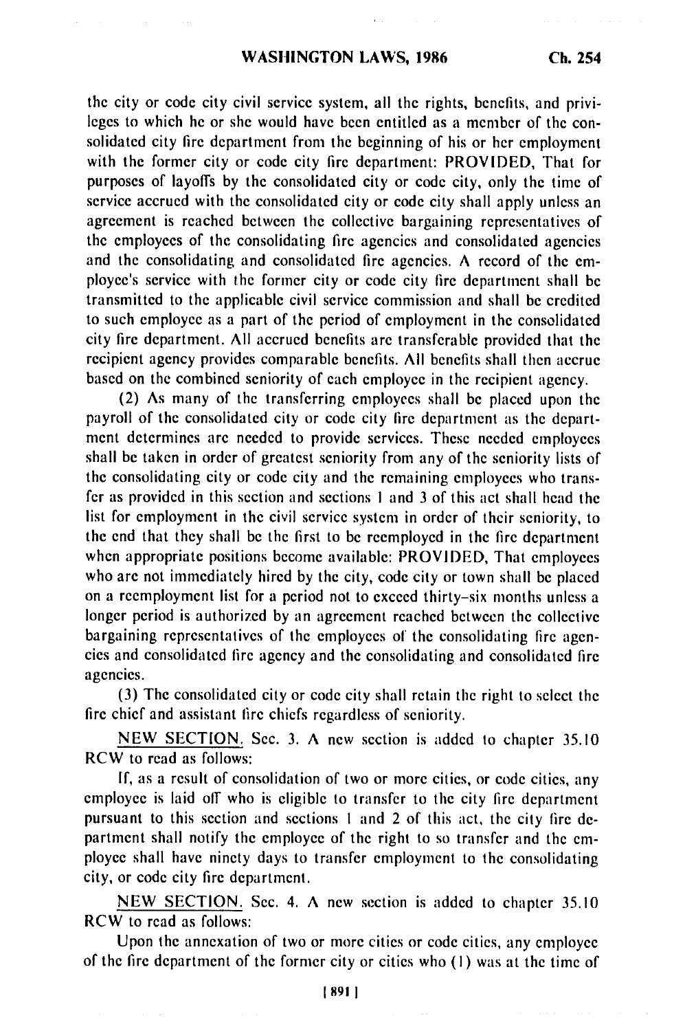the city or code city civil service system, all the rights, benefits, and privileges to which he or she would have been entitled as a member of the consolidated city fire department from the beginning of his or her employment with the former city or code city fire department: PROVIDED, That for purposes of layoffs by the consolidated city or code city, only the time of service accrued with the consolidated city or code city shall apply unless an agreement is reached between the collective bargaining representatives of the employees of the consolidating fire agencies and consolidated agencies and the consolidating and consolidated fire agencies. A record of the employee's service with the former city or code city fire department shall be transmitted to the applicable civil service commission and shall be credited to such employee as a part of the period of employment in the consolidated city fire department. All accrued benefits are transferable provided that the recipient agency provides comparable benefits. All benefits shall then accrue based on the combined seniority of each employee in the recipient agency.

(2) As many of the transferring employees shall be placed upon the payroll of the consolidated city or code city fire department as the department determines are needed to provide services. These needed employees shall be taken in order of greatest seniority from any of the seniority lists of the consolidating city or code city and the remaining employees who transfer as provided in this section and sections 1 and 3 of this act shall head the list for employment in the civil service system in order of their seniority, to the end that they shall be the first to be reemployed in the fire department when appropriate positions become available: PROVIDED, That employees who are not immediately hired by the city, code city or town shall be placed on a reemployment list for a period not to exceed thirty-six months unless a longer period is authorized by an agreement reached between the collective bargaining representatives of the employees of the consolidating fire agencies and consolidated fire agency and the consolidating and consolidated fire agencies.

(3) The consolidated city or code city shall retain the right to select the fire chief and assistant fire chiefs regardless of seniority.

NEW SECTION. Sec. 3. A new section is added to chapter 35.10 RCW to read as follows:

If, as a result of consolidation of two or more cities, or code cities, any employee is laid off who is eligible to transfer to the city fire department pursuant to this section and sections 1 and 2 of this act, the city fire department shall notify the employee of the right to so transfer and the employee shall have ninety days to transfer employment to the consolidating city, or code city fire department.

NEW SECTION. Sec. 4. A new section is added to chapter 35.10 RCW to read as follows:

Upon the annexation of two or more cities or code cities, any employee of the fire department of the former city or cities who (1) was at the time of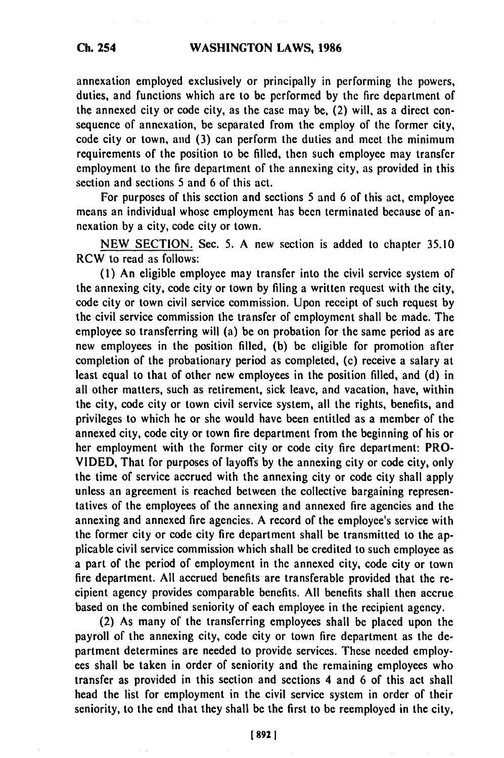annexation employed exclusively or principally in performing the powers, duties, and functions which are to be performed by the fire department of the annexed city or code city, as the case may be, (2) will, as a direct consequence of annexation, be separated from the employ of the former city, code city or town, and (3) can perform the duties and meet the minimum requirements of the position to be filled, then such employee may transfer employment to the fire department of the annexing city, as provided in this section and sections 5 and 6 of this act.

For purposes of this section and sections 5 and 6 of this act, employee means an individual whose employment has been terminated because of annexation by a city, code city or town.

NEW SECTION. Sec. 5. A new section is added to chapter 35.10 RCW to read as follows:

(1) An eligible employee may transfer into the civil service system of the annexing city, code city or town by filing a written request with the city, code city or town civil service commission. Upon receipt of such request by the civil service commission the transfer of employment shall be made. The employee so transferring will (a) be on probation for the same period as are new employees in the position filled, (b) be eligible for promotion after completion of the probationary period as completed, (c) receive a salary at least equal to that of other new employees in the position filled, and (d) in all other matters, such as retirement, sick leave, and vacation, have, within the city, code city or town civil service system, all the rights, benefits, and privileges to which he or she would have been entitled as a member of the annexed city, code city or town fire department from the beginning of his or her employment with the former city or code city fire department: PROVIDED, That for purposes of layoffs by the annexing city or code city, only the time of service accrued with the annexing city or code city shall apply unless an agreement is reached between the collective bargaining representatives of the employees of the annexing and annexed fire agencies and the annexing and annexed fire agencies. A record of the employee's service with the former city or code city fire department shall be transmitted to the applicable civil service commission which shall be credited to such employee as a part of the period of employment in the annexed city, code city or town fire department. All accrued benefits are transferable provided that the recipient agency provides comparable benefits. All benefits shall then accrue based on the combined seniority of each employee in the recipient agency.

(2) As many of the transferring employees shall be placed upon the payroll of the annexing city, code city or town fire department as the department determines are needed to provide services. These needed employees shall be taken in order of seniority and the remaining employees who transfer as provided in this section and sections 4 and 6 of this act shall head the list for employment in the civil service system in order of their seniority, to the end that they shall be the first to be reemployed in the city,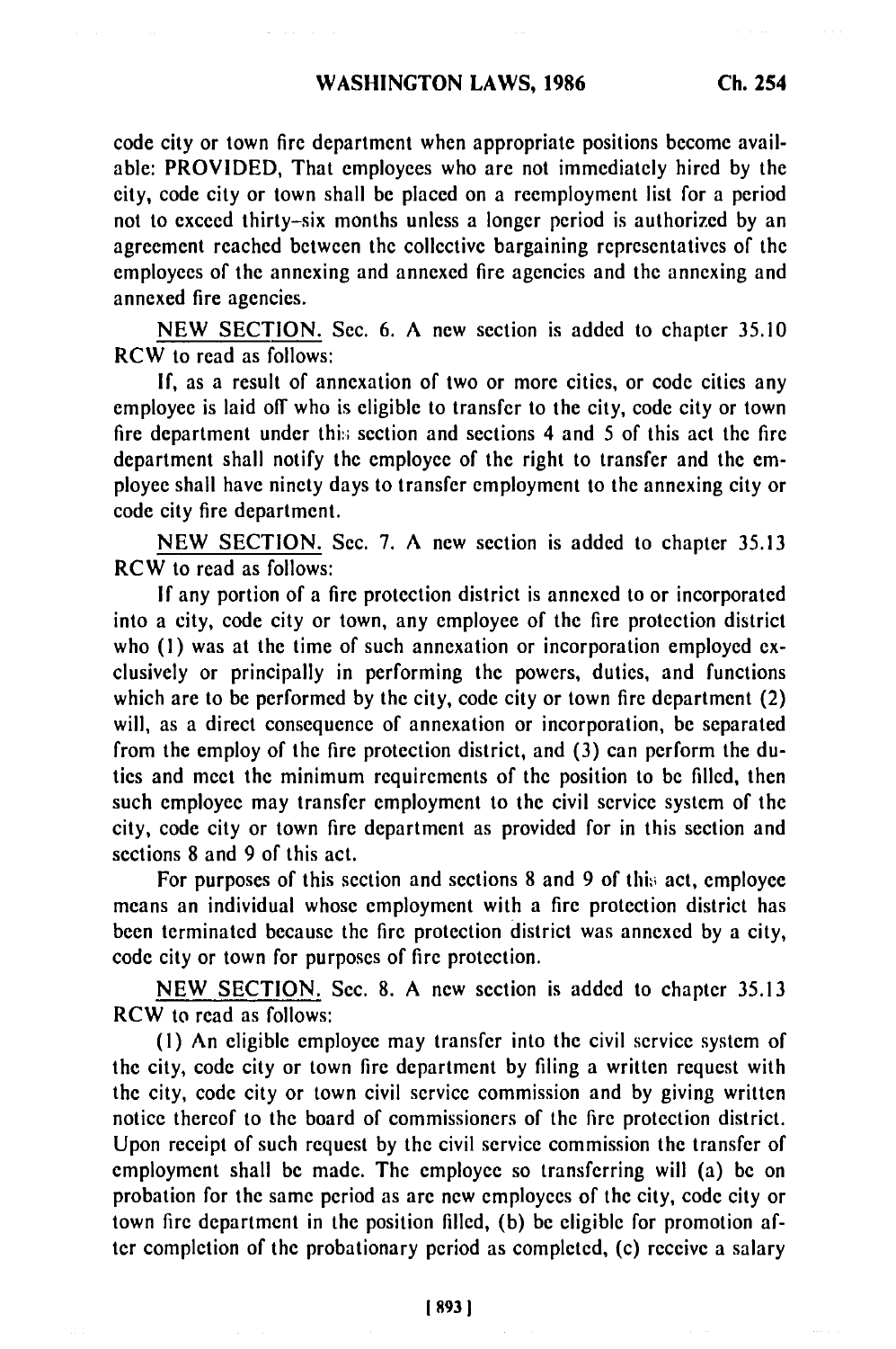code city or town fire department when appropriate positions become available: PROVIDED, That employees who are not immediately hired by the city, code city or town shall be placed on a reemployment list for a period not to exceed thirty-six months unless a longer period is authorized by an agreement reached between the collective bargaining representatives of the employees of the annexing and annexed fire agencies and the annexing and annexed fire agencies.

NEW SECTION. Sec. 6. A new section is added to chapter 35.10 RCW to read as follows:

If, as a result of annexation of two or more cities, or code cities any employee is laid off who is eligible to transfer to the city, code city or town fire department under this section and sections 4 and 5 of this act the fire department shall notify the employee of the right to transfer and the employee shall have ninety days to transfer employment to the annexing city or code city fire department.

NEW SECTION. Sec. 7. A new section is added to chapter 35.13 RCW to read as follows:

If any portion of a fire protection district is annexed to or incorporated into a city, code city or town, any employee of the fire protection district who (1) was at the time of such annexation or incorporation employed exclusively or principally in performing the powers, duties, and functions which are to be performed by the city, code city or town fire department (2) will, as a direct consequence of annexation or incorporation, be separated from the employ of the fire protection district, and (3) can perform the duties and meet the minimum requirements of the position to be filled, then such employee may transfer employment to the civil service system of the city, code city or town fire department as provided for in this section and sections 8 and 9 of this act.

For purposes of this section and sections 8 and 9 of this act, employee means an individual whose employment with a fire protection district has been terminated because the fire protection district was annexed by a city, code city or town for purposes of fire protection.

NEW SECTION. Sec. 8. A new section is added to chapter 35.13 RCW to read as follows:

(1) An eligible employee may transfer into the civil service system of the city, code city or town fire department by filing a written request with the city, code city or town civil service commission and by giving written notice thereof to the board of commissioners of the fire protection district. Upon receipt of such request by the civil service commission the transfer of employment shall be made. The employee so transferring will (a) be on probation for the same period as are new employees of the city, code city or town fire department in the position filled, (b) be eligible for promotion after completion of the probationary period as completed, (c) receive a salary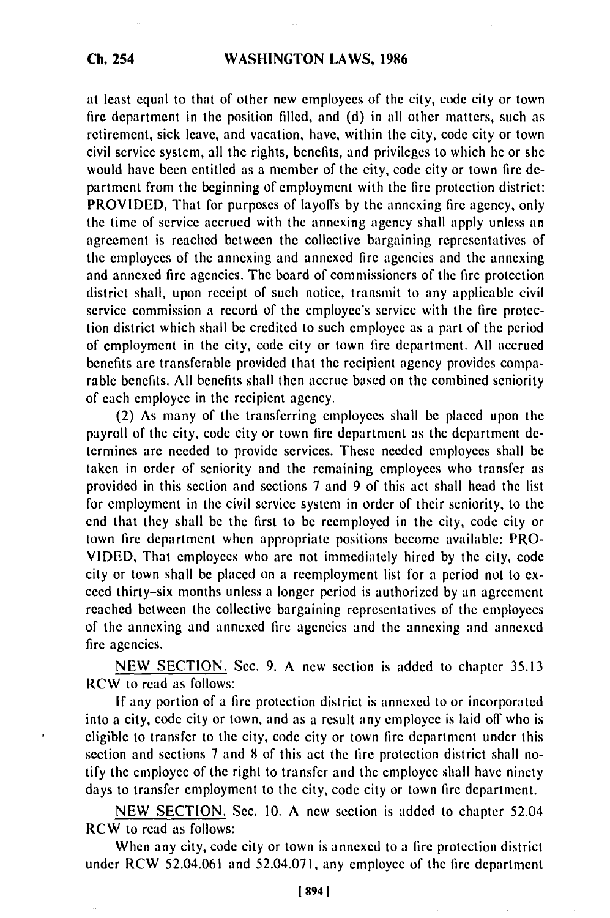at least equal to that of other new employees of the city, code city or town fire department in the position filled, and (d) in all other matters, such as retirement, sick leave, and vacation, have, within the city, code city or town civil service system, all the rights, benefits, and privileges to which he or she would have been entitled as a member of the city, code city or town fire department from the beginning of employment with the fire protection district: PROVIDED, That for purposes of layoffs by the annexing fire agency, only the time of service accrued with the annexing agency shall apply unless an agreement is reached between the collective bargaining representatives of the employees of the annexing and annexed fire agencies and the annexing and annexed fire agencies. The board of commissioners of the fire protection district shall, upon receipt of such notice, transmit to any applicable civil service commission a record of the employee's service with the fire protection district which shall be credited to such employee as a part of the period of employment in the city, code city or town fire department. All accrued benefits are transferable provided that the recipient agency provides comparable benefits. All benefits shall then accrue based on the combined seniority of each employee in the recipient agency.

(2) As many of the transferring employees shall be placed upon the payroll of the city, code city or town fire department as the department determines are needed to provide services. These needed employees shall be taken in order of seniority and the remaining employees who transfer as provided in this section and sections 7 and 9 of this act shall head the list for employment in the civil service system in order of their seniority, to the end that they shall be the first to be reemployed in the city, code city or town fire department when appropriate positions become available: PROVIDED, That employees who are not immediately hired by the city, code city or town shall be placed on a reemployment list for a period not to exceed thirty-six months unless a longer period is authorized by an agreement reached between the collective bargaining representatives of the employees of the annexing and annexed fire agencies and the annexing and annexed fire agencies.

NEW SECTION. Sec. 9. A new section is added to chapter 35.13 RCW to read as follows:

If any portion of a fire protection district is annexed to or incorporated into a city, code city or town, and as a result any employee is laid off who is eligible to transfer to the city, code city or town fire department under this section and sections 7 and 8 of this act the fire protection district shall notify the employee of the right to transfer and the employee shall have ninety days to transfer employment to the city, code city or town fire department.

NEW SECTION. Sec. 10. A new section is added to chapter 52.04 RCW to read as follows:

When any city, code city or town is annexed to a fire protection district under RCW 52.04.061 and 52.04.071, any employee of the fire department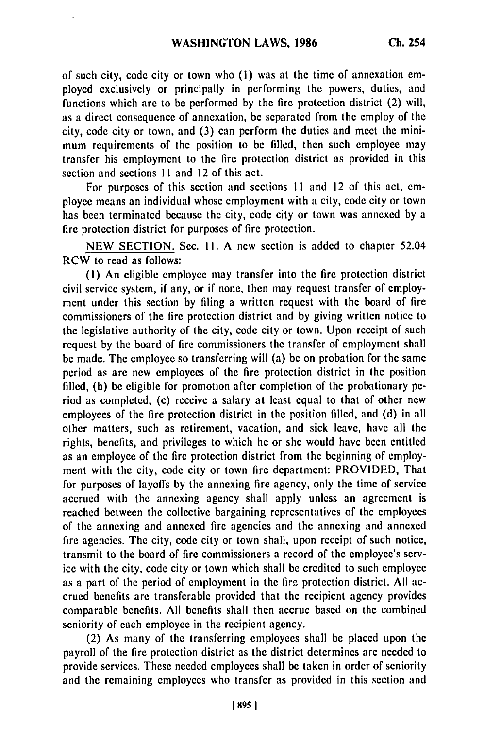of such city, code city or town who (1) was at the time of annexation employed exclusively or principally in performing the powers, duties, and functions which are to be performed by the fire protection district (2) will, as a direct consequence of annexation, be separated from the employ of the city, code city or town, and (3) can perform the duties and meet the minimum requirements of the position to be filled, then such employee may transfer his employment to the fire protection district as provided in this section and sections 11 and 12 of this act.

For purposes of this section and sections 11 and 12 of this act, employee means an individual whose employment with a city, code city or town has been terminated because the city, code city or town was annexed by a fire protection district for purposes of fire protection.

NEW SECTION. Sec. 11. A new section is added to chapter 52.04 RCW to read as follows:

(1) An eligible employee may transfer into the fire protection district civil service system, if any, or if none, then may request transfer of employment under this section by filing a written request with the board of fire commissioners of the fire protection district and by giving written notice to the legislative authority of the city, code city or town. Upon receipt of such request by the board of fire commissioners the transfer of employment shall be made. The employee so transferring will (a) be on probation for the same period as are new employees of the fire protection district in the position filled, (b) be eligible for promotion after completion of the probationary period as completed, (c) receive a salary at least equal to that of other new employees of the fire protection district in the position filled, and (d) in all other matters, such as retirement, vacation, and sick leave, have all the rights, benefits, and privileges to which he or she would have been entitled as an employee of the fire protection district from the beginning of employment with the city, code city or town fire department: PROVIDED, That for purposes of layoffs by the annexing fire agency, only the time of service accrued with the annexing agency shall apply unless an agreement is reached between the collective bargaining representatives of the employees of the annexing and annexed fire agencies and the annexing and annexed fire agencies. The city, code city or town shall, upon receipt of such notice, transmit to the board of fire commissioners a record of the employee's service with the city, code city or town which shall be credited to such employee as a part of the period of employment in the fire protection district. All accrued benefits are transferable provided that the recipient agency provides comparable benefits. All benefits shall then accrue based on the combined seniority of each employee in the recipient agency.

(2) As many of the transferring employees shall be placed upon the payroll of the fire protection district as the district determines are needed to provide services. These needed employees shall be taken in order of seniority and the remaining employees who transfer as provided in this section and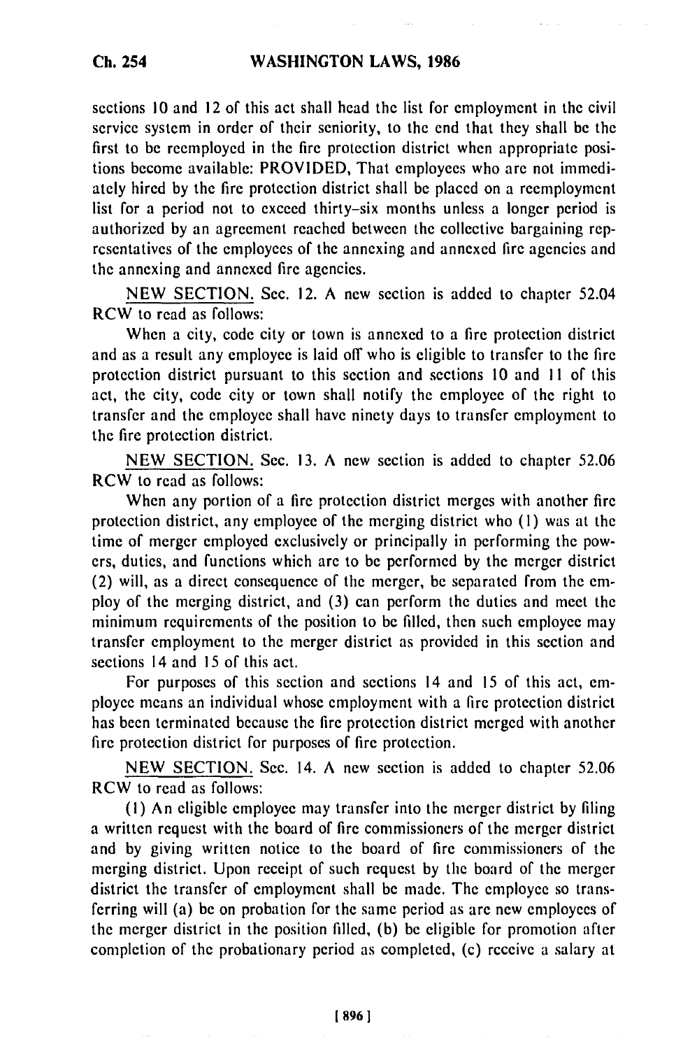sections 10 and 12 of this act shall head the list for employment in the civil service system in order of their seniority, to the end that they shall be the first to be reemployed in the fire protection district when appropriate positions become available: PROVIDED, That employees who are not immediately hired by the fire protection district shall be placed on a reemployment list for a period not to exceed thirty-six months unless a longer period is authorized by an agreement reached between the collective bargaining representatives of the employees of the annexing and annexed fire agencies and the annexing and annexed fire agencies.

NEW SECTION. Sec. 12. A new section is added to chapter 52.04 RCW to read as follows:

When a city, code city or town is annexed to a fire protection district and as a result any employee is laid off who is eligible to transfer to the fire protection district pursuant to this section and sections 10 and 11 of this act, the city, code city or town shall notify the employee of the right to transfer and the employee shall have ninety days to transfer employment to the fire protection district.

NEW SECTION. Sec. 13. A new section is added to chapter 52.06 RCW to read as follows:

When any portion of a fire protection district merges with another fire protection district, any employee of the merging district who (1) was at the time of merger employed exclusively or principally in performing the powers, duties, and functions which are to be performed by the merger district (2) will, as a direct consequence of the merger, be separated from the employ of the merging district, and (3) can perform the duties and meet the minimum requirements of the position to be filled, then such employee may transfer employment to the merger district as provided in this section and sections 14 and 15 of this act.

For purposes of this section and sections 14 and 15 of this act, employee means an individual whose employment with a fire protection district has been terminated because the fire protection district merged with another fire protection district for purposes of fire protection.

NEW SECTION. Sec. 14. A new section is added to chapter 52.06 RCW to read as follows:

(1) An eligible employee may transfer into the merger district by filing a written request with the board of fire commissioners of the merger district and by giving written notice to the board of fire commissioners of the merging district. Upon receipt of such request by the board of the merger district the transfer of employment shall be made. The employee so transferring will (a) be on probation for the same period as are new employees of the merger district in the position filled, (b) be eligible for promotion after completion of the probationary period as completed, (c) receive a salary at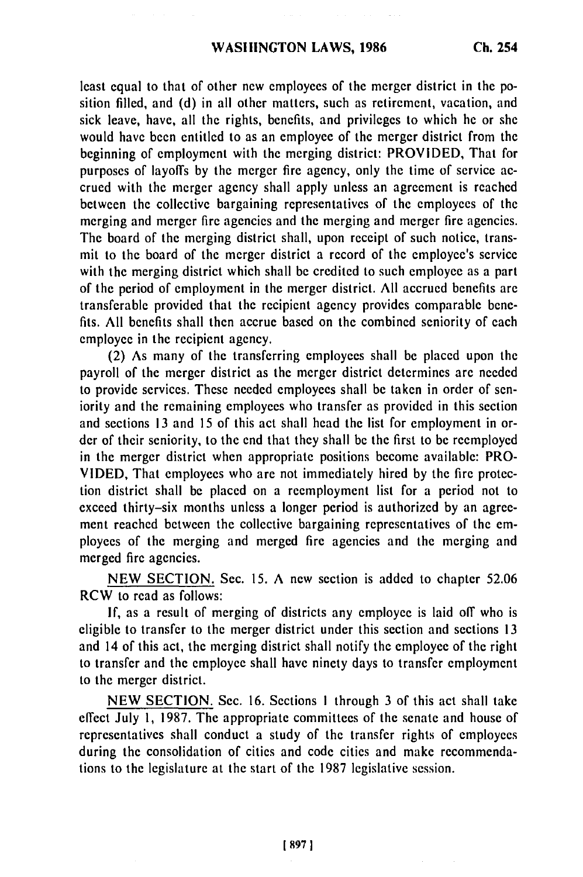least equal to that of other new employees of the merger district in the position filled, and (d) in all other matters, such as retirement, vacation, and sick leave, have, all the rights, benefits, and privileges to which he or she would have been entitled to as an employee of the merger district from the beginning of employment with the merging district: PROVIDED, That for purposes of layoffs by the merger fire agency, only the time of service accrued with the merger agency shall apply unless an agreement is reached between the collective bargaining representatives of the employees of the merging and merger fire agencies and the merging and merger fire agencies. The board of the merging district shall, upon receipt of such notice, transmit to the board of the merger district a record of the employee's service with the merging district which shall be credited to such employee as a part of the period of employment in the merger district. All accrued benefits are transferable provided that the recipient agency provides comparable benefits. All benefits shall then accrue based on the combined seniority of each employee in the recipient agency.

(2) As many of the transferring employees shall be placed upon the payroll of the merger district as the merger district determines are needed to provide services. These needed employees shall be taken in order of seniority and the remaining employees who transfer as provided in this section and sections 13 and 15 of this act shall head the list for employment in order of their seniority, to the end that they shall be the first to be reemployed in the merger district when appropriate positions become available: PROVIDED, That employees who are not immediately hired by the fire protection district shall be placed on a reemployment list for a period not to exceed thirty-six months unless a longer period is authorized by an agreement reached between the collective bargaining representatives of the employees of the merging and merged fire agencies and the merging and merged fire agencies.

NEW SECTION. Sec. 15. A new section is added to chapter 52.06 RCW to read as follows:

If, as a result of merging of districts any employee is laid off who is eligible to transfer to the merger district under this section and sections 13 and 14 of this act, the merging district shall notify the employee of the right to transfer and the employee shall have ninety days to transfer employment to the merger district.

NEW SECTION. Sec. 16. Sections 1 through 3 of this act shall take effect July 1, 1987. The appropriate committees of the senate and house of representatives shall conduct a study of the transfer rights of employees during the consolidation of cities and code cities and make recommendations to the legislature at the start of the 1987 legislative session.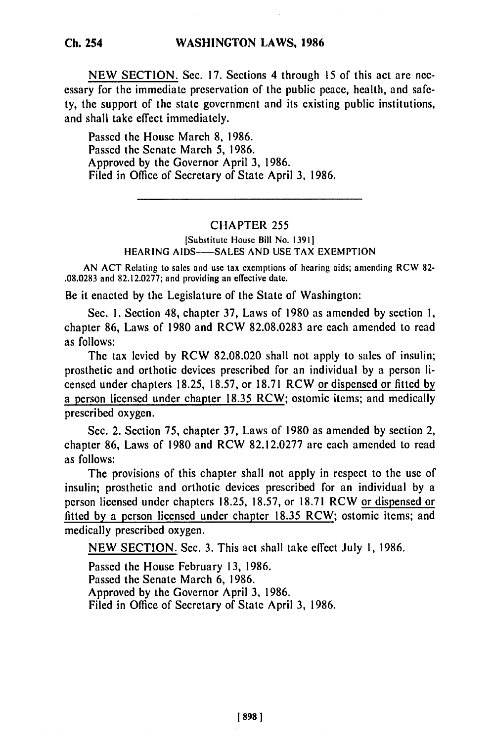NEW SECTION. Sec. 17. Sections 4 through 15 of this act are necessary for the immediate preservation of the public peace, health, and safety, the support of the state government and its existing public institutions, and shall take effect immediately.

Passed the House March 8, 1986.
Passed the Senate March 5, 1986.
Approved by the Governor April 3, 1986.
Filed in Office of Secretary of State April 3, 1986.

---

## CHAPTER 255

[Substitute House Bill No. 1391]
HEARING AIDS—SALES AND USE TAX EXEMPTION

AN ACT Relating to sales and use tax exemptions of hearing aids; amending RCW 82.08.0283 and 82.12.0277; and providing an effective date.

Be it enacted by the Legislature of the State of Washington:

Sec. 1. Section 48, chapter 37, Laws of 1980 as amended by section 1, chapter 86, Laws of 1980 and RCW 82.08.0283 are each amended to read as follows:

The tax levied by RCW 82.08.020 shall not apply to sales of insulin; prosthetic and orthotic devices prescribed for an individual by a person licensed under chapters 18.25, 18.57, or 18.71 RCW or dispensed or fitted by a person licensed under chapter 18.35 RCW; ostomic items; and medically prescribed oxygen.

Sec. 2. Section 75, chapter 37, Laws of 1980 as amended by section 2, chapter 86, Laws of 1980 and RCW 82.12.0277 are each amended to read as follows:

The provisions of this chapter shall not apply in respect to the use of insulin; prosthetic and orthotic devices prescribed for an individual by a person licensed under chapters 18.25, 18.57, or 18.71 RCW or dispensed or fitted by a person licensed under chapter 18.35 RCW; ostomic items; and medically prescribed oxygen.

NEW SECTION. Sec. 3. This act shall take effect July 1, 1986.

Passed the House February 13, 1986.
Passed the Senate March 6, 1986.
Approved by the Governor April 3, 1986.
Filed in Office of Secretary of State April 3, 1986.